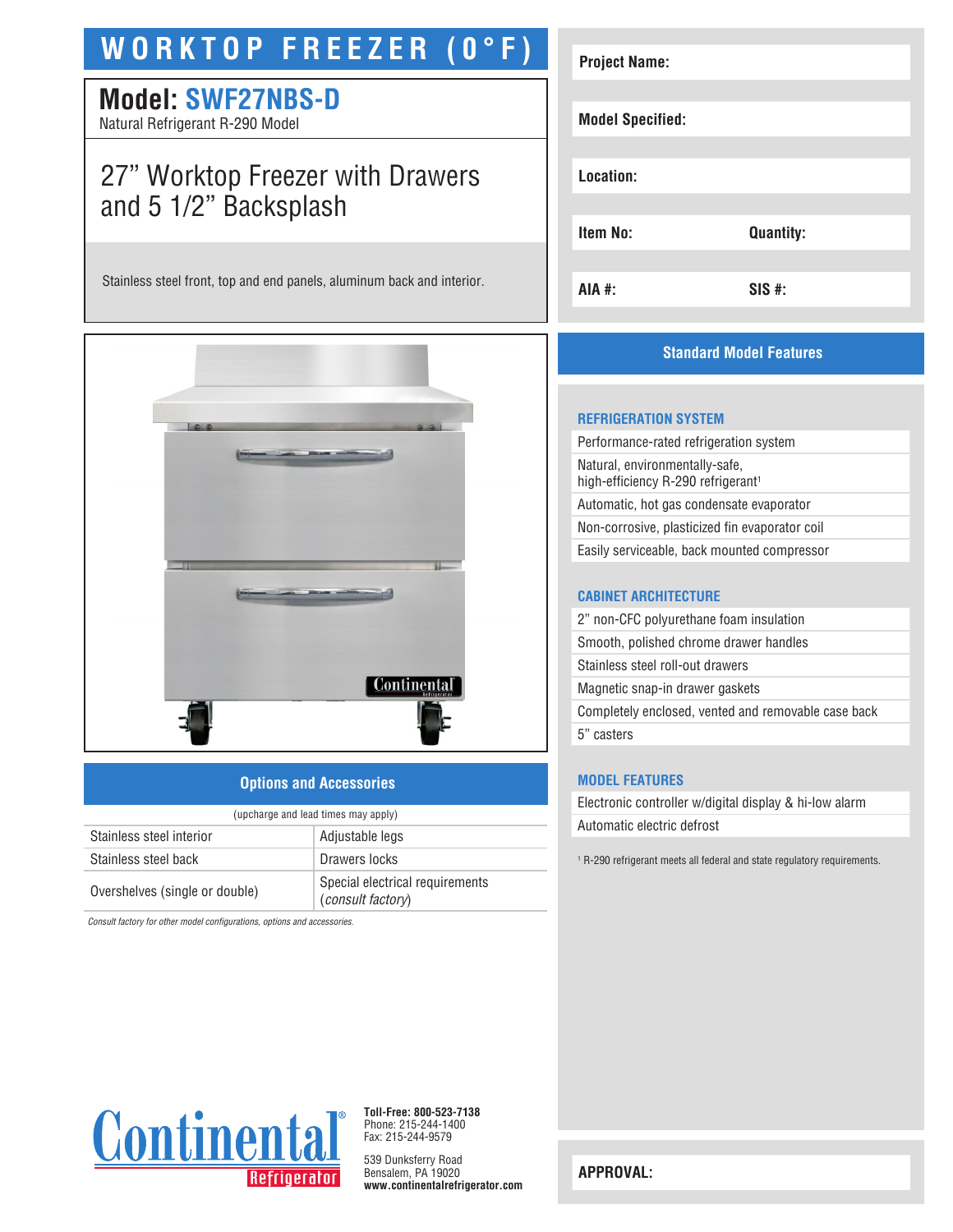# WORKTOP FREEZER (0°F)

## Model: SWF27NBS-D

Natural Refrigerant R-290 Model

## 27" Worktop Freezer with Drawers and 5 1/2" Backsplash

Stainless steel front, top and end panels, aluminum back and interior.

| | |
|---|---|
| **Project Name:** | |
| **Model Specified:** | |
| **Location:** | |
| **Item No:** | **Quantity:** |
| **AIA #:** | **SIS #:** |

## Standard Model Features

### REFRIGERATION SYSTEM

- Performance-rated refrigeration system
- Natural, environmentally-safe, high-efficiency R-290 refrigerant[1]
- Automatic, hot gas condensate evaporator
- Non-corrosive, plasticized fin evaporator coil
- Easily serviceable, back mounted compressor

### CABINET ARCHITECTURE

- 2" non-CFC polyurethane foam insulation
- Smooth, polished chrome drawer handles
- Stainless steel roll-out drawers
- Magnetic snap-in drawer gaskets
- Completely enclosed, vented and removable case back
- 5" casters

### MODEL FEATURES

- Electronic controller w/digital display & hi-low alarm
- Automatic electric defrost

[1] R-290 refrigerant meets all federal and state regulatory requirements.

## Options and Accessories

(upcharge and lead times may apply)

| | |
|---|---|
| Stainless steel interior | Adjustable legs |
| Stainless steel back | Drawers locks |
| Overshelves (single or double) | Special electrical requirements (*consult factory*) |

*Consult factory for other model configurations, options and accessories.*

Continental® Refrigerator

**Toll-Free: 800-523-7138**
Phone: 215-244-1400
Fax: 215-244-9579

539 Dunksferry Road
Bensalem, PA 19020
**www.continentalrefrigerator.com**

**APPROVAL:**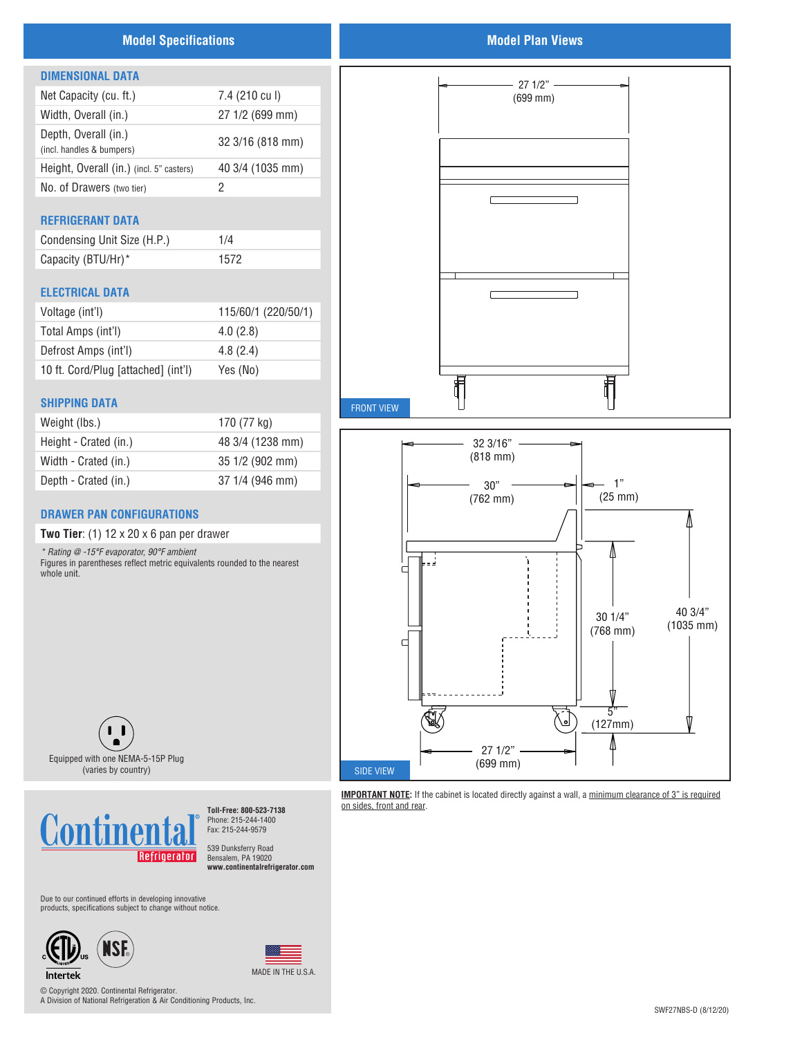## Model Specifications

### DIMENSIONAL DATA

| | |
|---|---|
| Net Capacity (cu. ft.) | 7.4 (210 cu l) |
| Width, Overall (in.) | 27 1/2 (699 mm) |
| Depth, Overall (in.) (incl. handles & bumpers) | 32 3/16 (818 mm) |
| Height, Overall (in.) (incl. 5" casters) | 40 3/4 (1035 mm) |
| No. of Drawers (two tier) | 2 |

### REFRIGERANT DATA

| | |
|---|---|
| Condensing Unit Size (H.P.) | 1/4 |
| Capacity (BTU/Hr)* | 1572 |

### ELECTRICAL DATA

| | |
|---|---|
| Voltage (int'l) | 115/60/1 (220/50/1) |
| Total Amps (int'l) | 4.0 (2.8) |
| Defrost Amps (int'l) | 4.8 (2.4) |
| 10 ft. Cord/Plug [attached] (int'l) | Yes (No) |

### SHIPPING DATA

| | |
|---|---|
| Weight (lbs.) | 170 (77 kg) |
| Height - Crated (in.) | 48 3/4 (1238 mm) |
| Width - Crated (in.) | 35 1/2 (902 mm) |
| Depth - Crated (in.) | 37 1/4 (946 mm) |

### DRAWER PAN CONFIGURATIONS

**Two Tier**: (1) 12 x 20 x 6 pan per drawer

*\* Rating @ -15°F evaporator, 90°F ambient*

Figures in parentheses reflect metric equivalents rounded to the nearest whole unit.

Equipped with one NEMA-5-15P Plug (varies by country)

**Continental Refrigerator**

**Toll-Free: 800-523-7138**
Phone: 215-244-1400
Fax: 215-244-9579

539 Dunksferry Road
Bensalem, PA 19020
**www.continentalrefrigerator.com**

Due to our continued efforts in developing innovative products, specifications subject to change without notice.

Intertek

MADE IN THE U.S.A.

© Copyright 2020. Continental Refrigerator.
A Division of National Refrigeration & Air Conditioning Products, Inc.

## Model Plan Views

27 1/2" (699 mm)

FRONT VIEW

32 3/16" (818 mm)
30" (762 mm)
1" (25 mm)
30 1/4" (768 mm)
40 3/4" (1035 mm)
5" (127mm)
27 1/2" (699 mm)

SIDE VIEW

**IMPORTANT NOTE:** If the cabinet is located directly against a wall, a minimum clearance of 3" is required on sides, front and rear.

SWF27NBS-D (8/12/20)